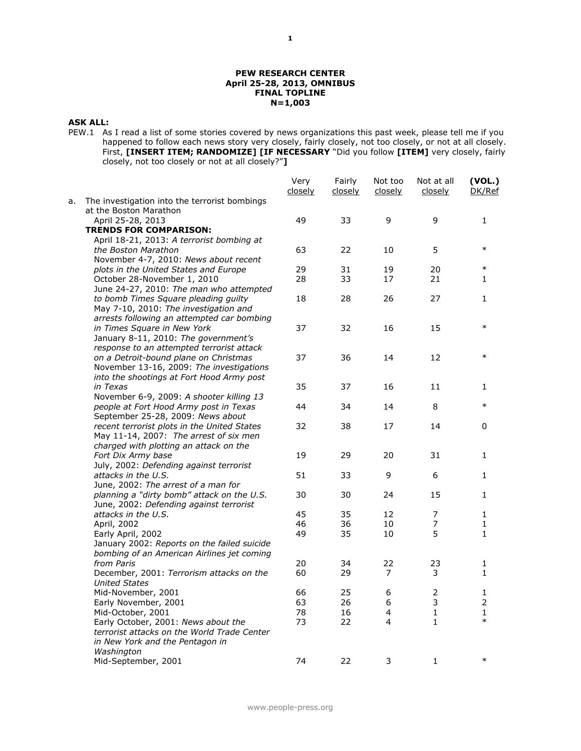**PEW RESEARCH CENTER**
**April 25-28, 2013, OMNIBUS**
**FINAL TOPLINE**
**N=1,003**

**ASK ALL:**

PEW.1 As I read a list of some stories covered by news organizations this past week, please tell me if you happened to follow each news story very closely, fairly closely, not too closely, or not at all closely. First, **[INSERT ITEM; RANDOMIZE] [IF NECESSARY** "Did you follow **[ITEM]** very closely, fairly closely, not too closely or not at all closely?"**]**

| | Very closely | Fairly closely | Not too closely | Not at all closely | **(VOL.)** DK/Ref |
|---|---|---|---|---|---|
| a. The investigation into the terrorist bombings at the Boston Marathon | | | | | |
| April 25-28, 2013 | 49 | 33 | 9 | 9 | 1 |
| **TRENDS FOR COMPARISON:** | | | | | |
| April 18-21, 2013: *A terrorist bombing at the Boston Marathon* | 63 | 22 | 10 | 5 | * |
| November 4-7, 2010: *News about recent plots in the United States and Europe* | 29 | 31 | 19 | 20 | * |
| October 28-November 1, 2010 | 28 | 33 | 17 | 21 | 1 |
| June 24-27, 2010: *The man who attempted to bomb Times Square pleading guilty* | 18 | 28 | 26 | 27 | 1 |
| May 7-10, 2010: *The investigation and arrests following an attempted car bombing in Times Square in New York* | 37 | 32 | 16 | 15 | * |
| January 8-11, 2010: *The government's response to an attempted terrorist attack on a Detroit-bound plane on Christmas* | 37 | 36 | 14 | 12 | * |
| November 13-16, 2009: *The investigations into the shootings at Fort Hood Army post in Texas* | 35 | 37 | 16 | 11 | 1 |
| November 6-9, 2009: *A shooter killing 13 people at Fort Hood Army post in Texas* | 44 | 34 | 14 | 8 | * |
| September 25-28, 2009: *News about recent terrorist plots in the United States* | 32 | 38 | 17 | 14 | 0 |
| May 11-14, 2007: *The arrest of six men charged with plotting an attack on the Fort Dix Army base* | 19 | 29 | 20 | 31 | 1 |
| July, 2002: *Defending against terrorist attacks in the U.S.* | 51 | 33 | 9 | 6 | 1 |
| June, 2002: *The arrest of a man for planning a "dirty bomb" attack on the U.S.* | 30 | 30 | 24 | 15 | 1 |
| June, 2002: *Defending against terrorist attacks in the U.S.* | 45 | 35 | 12 | 7 | 1 |
| April, 2002 | 46 | 36 | 10 | 7 | 1 |
| Early April, 2002 | 49 | 35 | 10 | 5 | 1 |
| January 2002: *Reports on the failed suicide bombing of an American Airlines jet coming from Paris* | 20 | 34 | 22 | 23 | 1 |
| December, 2001: *Terrorism attacks on the United States* | 60 | 29 | 7 | 3 | 1 |
| Mid-November, 2001 | 66 | 25 | 6 | 2 | 1 |
| Early November, 2001 | 63 | 26 | 6 | 3 | 2 |
| Mid-October, 2001 | 78 | 16 | 4 | 1 | 1 |
| Early October, 2001: *News about the terrorist attacks on the World Trade Center in New York and the Pentagon in Washington* | 73 | 22 | 4 | 1 | * |
| Mid-September, 2001 | 74 | 22 | 3 | 1 | * |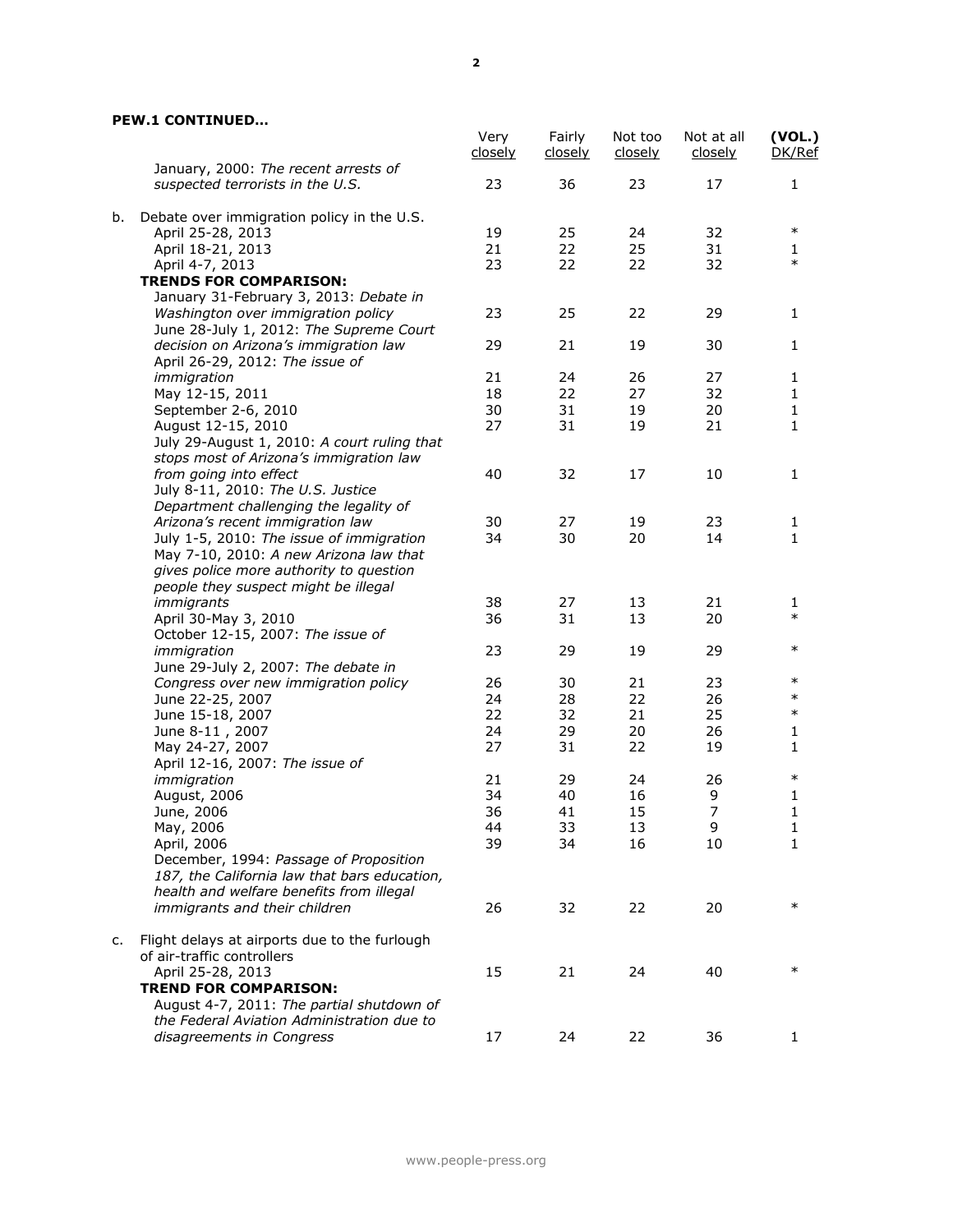**PEW.1 CONTINUED…**

| | | Very closely | Fairly closely | Not too closely | Not at all closely | (VOL.) DK/Ref |
|---|---|---|---|---|---|---|
| | January, 2000: *The recent arrests of suspected terrorists in the U.S.* | 23 | 36 | 23 | 17 | 1 |
| b. | Debate over immigration policy in the U.S. | | | | | |
| | April 25-28, 2013 | 19 | 25 | 24 | 32 | * |
| | April 18-21, 2013 | 21 | 22 | 25 | 31 | 1 |
| | April 4-7, 2013 | 23 | 22 | 22 | 32 | * |
| | **TRENDS FOR COMPARISON:** | | | | | |
| | January 31-February 3, 2013: *Debate in Washington over immigration policy* | 23 | 25 | 22 | 29 | 1 |
| | June 28-July 1, 2012: *The Supreme Court decision on Arizona's immigration law* | 29 | 21 | 19 | 30 | 1 |
| | April 26-29, 2012: *The issue of immigration* | 21 | 24 | 26 | 27 | 1 |
| | May 12-15, 2011 | 18 | 22 | 27 | 32 | 1 |
| | September 2-6, 2010 | 30 | 31 | 19 | 20 | 1 |
| | August 12-15, 2010 | 27 | 31 | 19 | 21 | 1 |
| | July 29-August 1, 2010: *A court ruling that stops most of Arizona's immigration law from going into effect* | 40 | 32 | 17 | 10 | 1 |
| | July 8-11, 2010: *The U.S. Justice Department challenging the legality of Arizona's recent immigration law* | 30 | 27 | 19 | 23 | 1 |
| | July 1-5, 2010: *The issue of immigration* | 34 | 30 | 20 | 14 | 1 |
| | May 7-10, 2010: *A new Arizona law that gives police more authority to question people they suspect might be illegal immigrants* | 38 | 27 | 13 | 21 | 1 |
| | April 30-May 3, 2010 | 36 | 31 | 13 | 20 | * |
| | October 12-15, 2007: *The issue of immigration* | 23 | 29 | 19 | 29 | * |
| | June 29-July 2, 2007: *The debate in Congress over new immigration policy* | 26 | 30 | 21 | 23 | * |
| | June 22-25, 2007 | 24 | 28 | 22 | 26 | * |
| | June 15-18, 2007 | 22 | 32 | 21 | 25 | * |
| | June 8-11 , 2007 | 24 | 29 | 20 | 26 | 1 |
| | May 24-27, 2007 | 27 | 31 | 22 | 19 | 1 |
| | April 12-16, 2007: *The issue of immigration* | 21 | 29 | 24 | 26 | * |
| | August, 2006 | 34 | 40 | 16 | 9 | 1 |
| | June, 2006 | 36 | 41 | 15 | 7 | 1 |
| | May, 2006 | 44 | 33 | 13 | 9 | 1 |
| | April, 2006 | 39 | 34 | 16 | 10 | 1 |
| | December, 1994: *Passage of Proposition 187, the California law that bars education, health and welfare benefits from illegal immigrants and their children* | 26 | 32 | 22 | 20 | * |
| c. | Flight delays at airports due to the furlough of air-traffic controllers | | | | | |
| | April 25-28, 2013 | 15 | 21 | 24 | 40 | * |
| | **TREND FOR COMPARISON:** | | | | | |
| | August 4-7, 2011: *The partial shutdown of the Federal Aviation Administration due to disagreements in Congress* | 17 | 24 | 22 | 36 | 1 |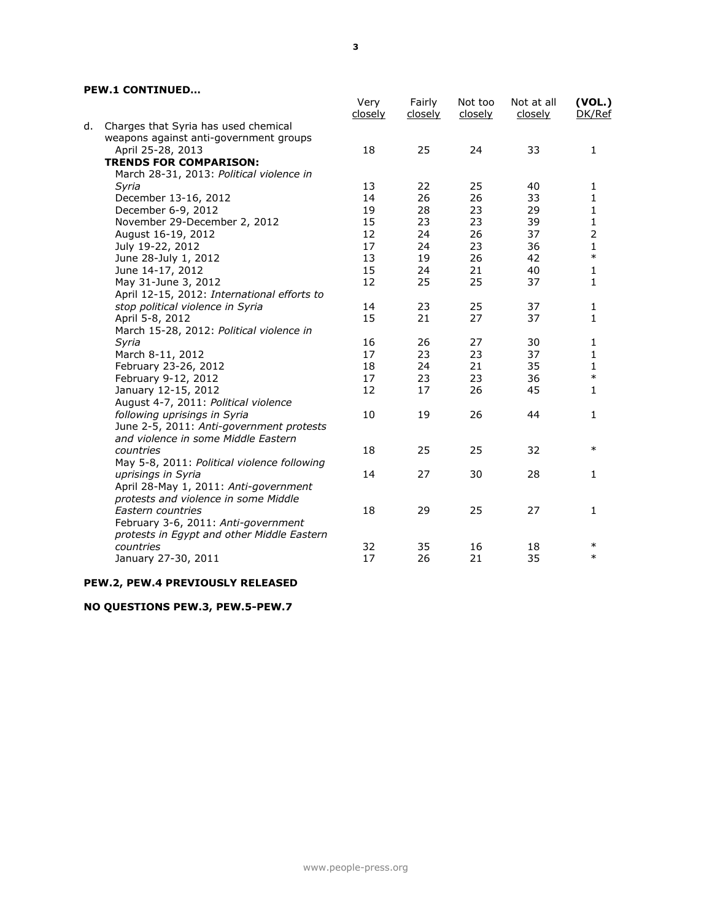**PEW.1 CONTINUED…**

| | Very closely | Fairly closely | Not too closely | Not at all closely | **(VOL.)** DK/Ref |
|---|---|---|---|---|---|
| d. Charges that Syria has used chemical weapons against anti-government groups | | | | | |
| April 25-28, 2013 | 18 | 25 | 24 | 33 | 1 |
| **TRENDS FOR COMPARISON:** | | | | | |
| March 28-31, 2013: *Political violence in Syria* | 13 | 22 | 25 | 40 | 1 |
| December 13-16, 2012 | 14 | 26 | 26 | 33 | 1 |
| December 6-9, 2012 | 19 | 28 | 23 | 29 | 1 |
| November 29-December 2, 2012 | 15 | 23 | 23 | 39 | 1 |
| August 16-19, 2012 | 12 | 24 | 26 | 37 | 2 |
| July 19-22, 2012 | 17 | 24 | 23 | 36 | 1 |
| June 28-July 1, 2012 | 13 | 19 | 26 | 42 | * |
| June 14-17, 2012 | 15 | 24 | 21 | 40 | 1 |
| May 31-June 3, 2012 | 12 | 25 | 25 | 37 | 1 |
| April 12-15, 2012: *International efforts to stop political violence in Syria* | 14 | 23 | 25 | 37 | 1 |
| April 5-8, 2012 | 15 | 21 | 27 | 37 | 1 |
| March 15-28, 2012: *Political violence in Syria* | 16 | 26 | 27 | 30 | 1 |
| March 8-11, 2012 | 17 | 23 | 23 | 37 | 1 |
| February 23-26, 2012 | 18 | 24 | 21 | 35 | 1 |
| February 9-12, 2012 | 17 | 23 | 23 | 36 | * |
| January 12-15, 2012 | 12 | 17 | 26 | 45 | 1 |
| August 4-7, 2011: *Political violence following uprisings in Syria* | 10 | 19 | 26 | 44 | 1 |
| June 2-5, 2011: *Anti-government protests and violence in some Middle Eastern countries* | 18 | 25 | 25 | 32 | * |
| May 5-8, 2011: *Political violence following uprisings in Syria* | 14 | 27 | 30 | 28 | 1 |
| April 28-May 1, 2011: *Anti-government protests and violence in some Middle Eastern countries* | 18 | 29 | 25 | 27 | 1 |
| February 3-6, 2011: *Anti-government protests in Egypt and other Middle Eastern countries* | 32 | 35 | 16 | 18 | * |
| January 27-30, 2011 | 17 | 26 | 21 | 35 | * |

**PEW.2, PEW.4 PREVIOUSLY RELEASED**

**NO QUESTIONS PEW.3, PEW.5-PEW.7**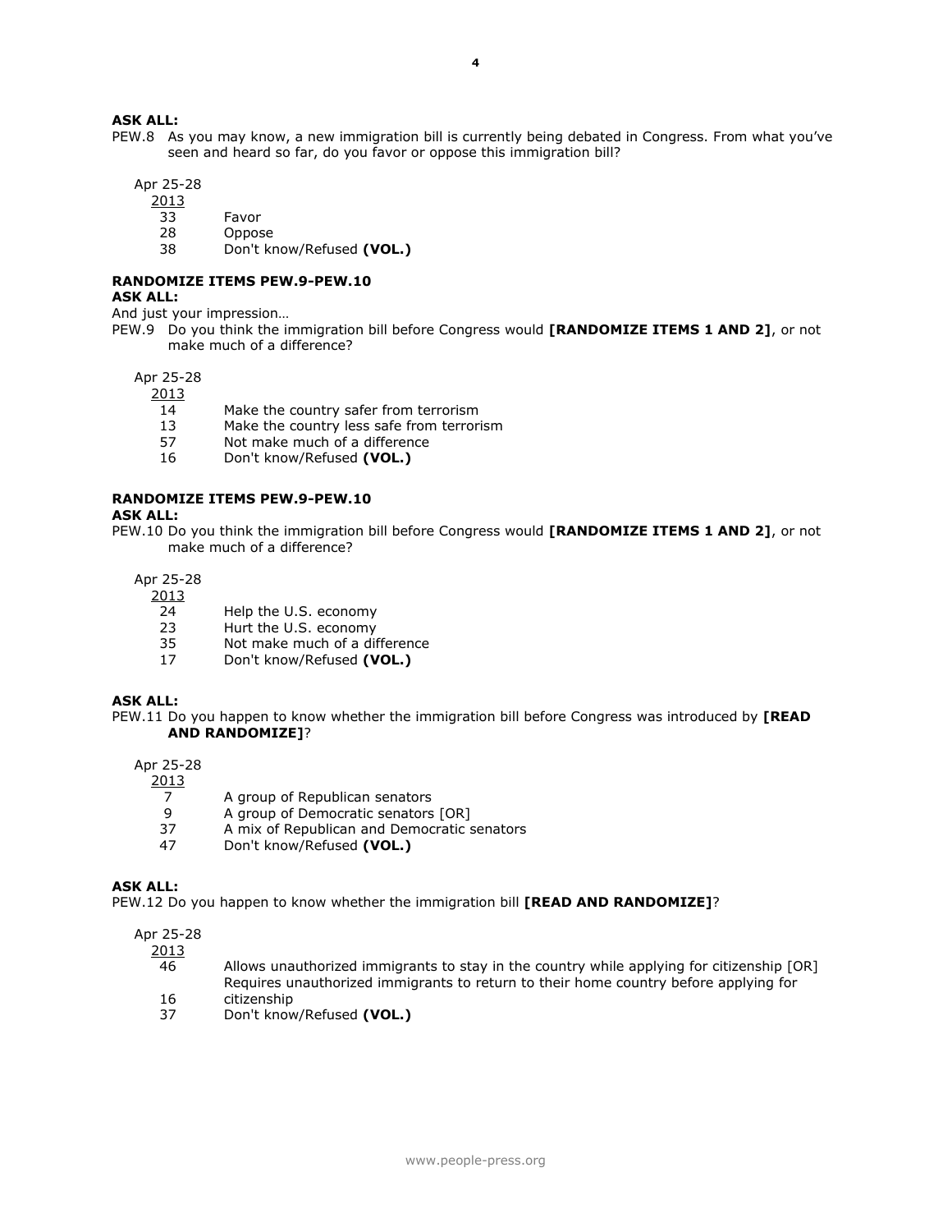**ASK ALL:**

PEW.8 As you may know, a new immigration bill is currently being debated in Congress. From what you've seen and heard so far, do you favor or oppose this immigration bill?

| Apr 25-28 2013 | |
|---|---|
| 33 | Favor |
| 28 | Oppose |
| 38 | Don't know/Refused **(VOL.)** |

**RANDOMIZE ITEMS PEW.9-PEW.10**

**ASK ALL:**

And just your impression…

PEW.9 Do you think the immigration bill before Congress would **[RANDOMIZE ITEMS 1 AND 2]**, or not make much of a difference?

| Apr 25-28 2013 | |
|---|---|
| 14 | Make the country safer from terrorism |
| 13 | Make the country less safe from terrorism |
| 57 | Not make much of a difference |
| 16 | Don't know/Refused **(VOL.)** |

**RANDOMIZE ITEMS PEW.9-PEW.10**

**ASK ALL:**

PEW.10 Do you think the immigration bill before Congress would **[RANDOMIZE ITEMS 1 AND 2]**, or not make much of a difference?

| Apr 25-28 2013 | |
|---|---|
| 24 | Help the U.S. economy |
| 23 | Hurt the U.S. economy |
| 35 | Not make much of a difference |
| 17 | Don't know/Refused **(VOL.)** |

**ASK ALL:**

PEW.11 Do you happen to know whether the immigration bill before Congress was introduced by **[READ AND RANDOMIZE]**?

| Apr 25-28 2013 | |
|---|---|
| 7 | A group of Republican senators |
| 9 | A group of Democratic senators [OR] |
| 37 | A mix of Republican and Democratic senators |
| 47 | Don't know/Refused **(VOL.)** |

**ASK ALL:**

PEW.12 Do you happen to know whether the immigration bill **[READ AND RANDOMIZE]**?

| Apr 25-28 2013 | |
|---|---|
| 46 | Allows unauthorized immigrants to stay in the country while applying for citizenship [OR] |
| 16 | Requires unauthorized immigrants to return to their home country before applying for citizenship |
| 37 | Don't know/Refused **(VOL.)** |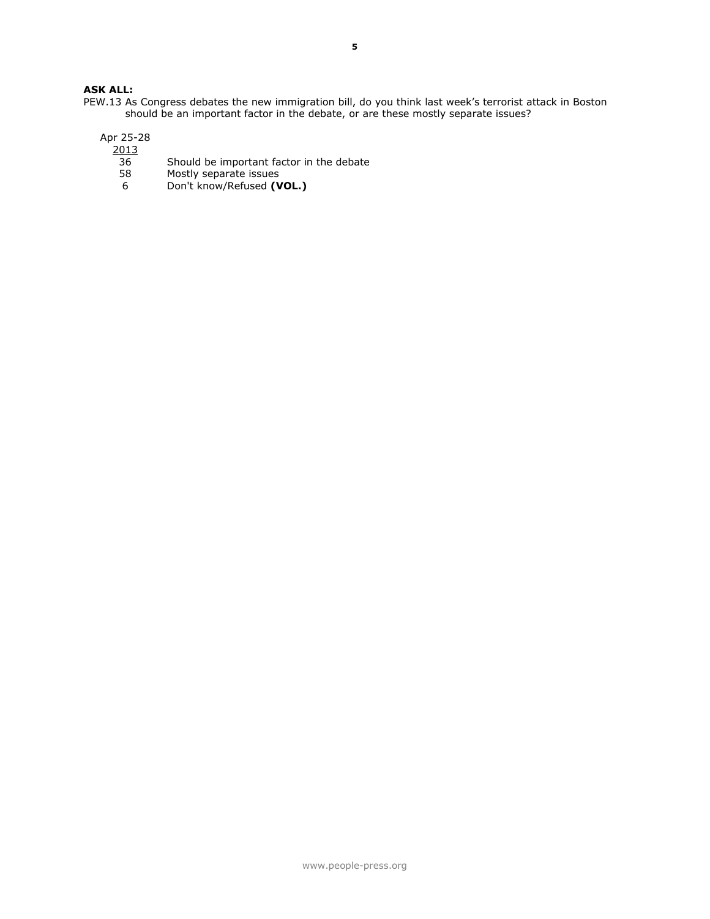**ASK ALL:**

PEW.13 As Congress debates the new immigration bill, do you think last week's terrorist attack in Boston should be an important factor in the debate, or are these mostly separate issues?

| Apr 25-28 2013 | |
|---|---|
| 36 | Should be important factor in the debate |
| 58 | Mostly separate issues |
| 6 | Don't know/Refused **(VOL.)** |

www.people-press.org